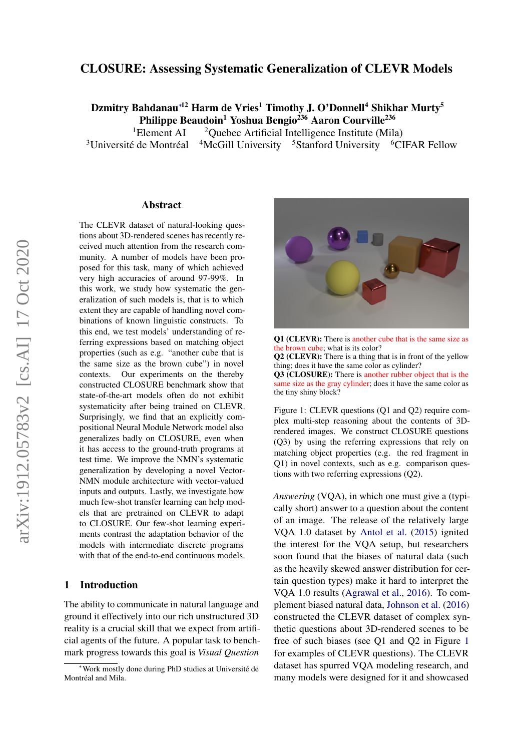# CLOSURE: Assessing Systematic Generalization of CLEVR Models

**Dzmitry Bahdanau**[*12] **Harm de Vries**[1] **Timothy J. O'Donnell**[4] **Shikhar Murty**[5] **Philippe Beaudoin**[1] **Yoshua Bengio**[236] **Aaron Courville**[236]

[1]Element AI [2]Quebec Artificial Intelligence Institute (Mila)
[3]Université de Montréal [4]McGill University [5]Stanford University [6]CIFAR Fellow

## Abstract

The CLEVR dataset of natural-looking questions about 3D-rendered scenes has recently received much attention from the research community. A number of models have been proposed for this task, many of which achieved very high accuracies of around 97-99%. In this work, we study how systematic the generalization of such models is, that is to which extent they are capable of handling novel combinations of known linguistic constructs. To this end, we test models' understanding of referring expressions based on matching object properties (such as e.g. "another cube that is the same size as the brown cube") in novel contexts. Our experiments on the thereby constructed CLOSURE benchmark show that state-of-the-art models often do not exhibit systematicity after being trained on CLEVR. Surprisingly, we find that an explicitly compositional Neural Module Network model also generalizes badly on CLOSURE, even when it has access to the ground-truth programs at test time. We improve the NMN's systematic generalization by developing a novel Vector-NMN module architecture with vector-valued inputs and outputs. Lastly, we investigate how much few-shot transfer learning can help models that are pretrained on CLEVR to adapt to CLOSURE. Our few-shot learning experiments contrast the adaptation behavior of the models with intermediate discrete programs with that of the end-to-end continuous models.

**Q1 (CLEVR):** There is another cube that is the same size as the brown cube; what is its color?
**Q2 (CLEVR):** There is a thing that is in front of the yellow thing; does it have the same color as cylinder?
**Q3 (CLOSURE):** There is another rubber object that is the same size as the gray cylinder; does it have the same color as the tiny shiny block?

Figure 1: CLEVR questions (Q1 and Q2) require complex multi-step reasoning about the contents of 3D-rendered images. We construct CLOSURE questions (Q3) by using the referring expressions that rely on matching object properties (e.g. the red fragment in Q1) in novel contexts, such as e.g. comparison questions with two referring expressions (Q2).

## 1 Introduction

The ability to communicate in natural language and ground it effectively into our rich unstructured 3D reality is a crucial skill that we expect from artificial agents of the future. A popular task to benchmark progress towards this goal is *Visual Question Answering* (VQA), in which one must give a (typically short) answer to a question about the content of an image. The release of the relatively large VQA 1.0 dataset by Antol et al. (2015) ignited the interest for the VQA setup, but researchers soon found that the biases of natural data (such as the heavily skewed answer distribution for certain question types) make it hard to interpret the VQA 1.0 results (Agrawal et al., 2016). To complement biased natural data, Johnson et al. (2016) constructed the CLEVR dataset of complex synthetic questions about 3D-rendered scenes to be free of such biases (see Q1 and Q2 in Figure 1 for examples of CLEVR questions). The CLEVR dataset has spurred VQA modeling research, and many models were designed for it and showcased

[*]Work mostly done during PhD studies at Université de Montréal and Mila.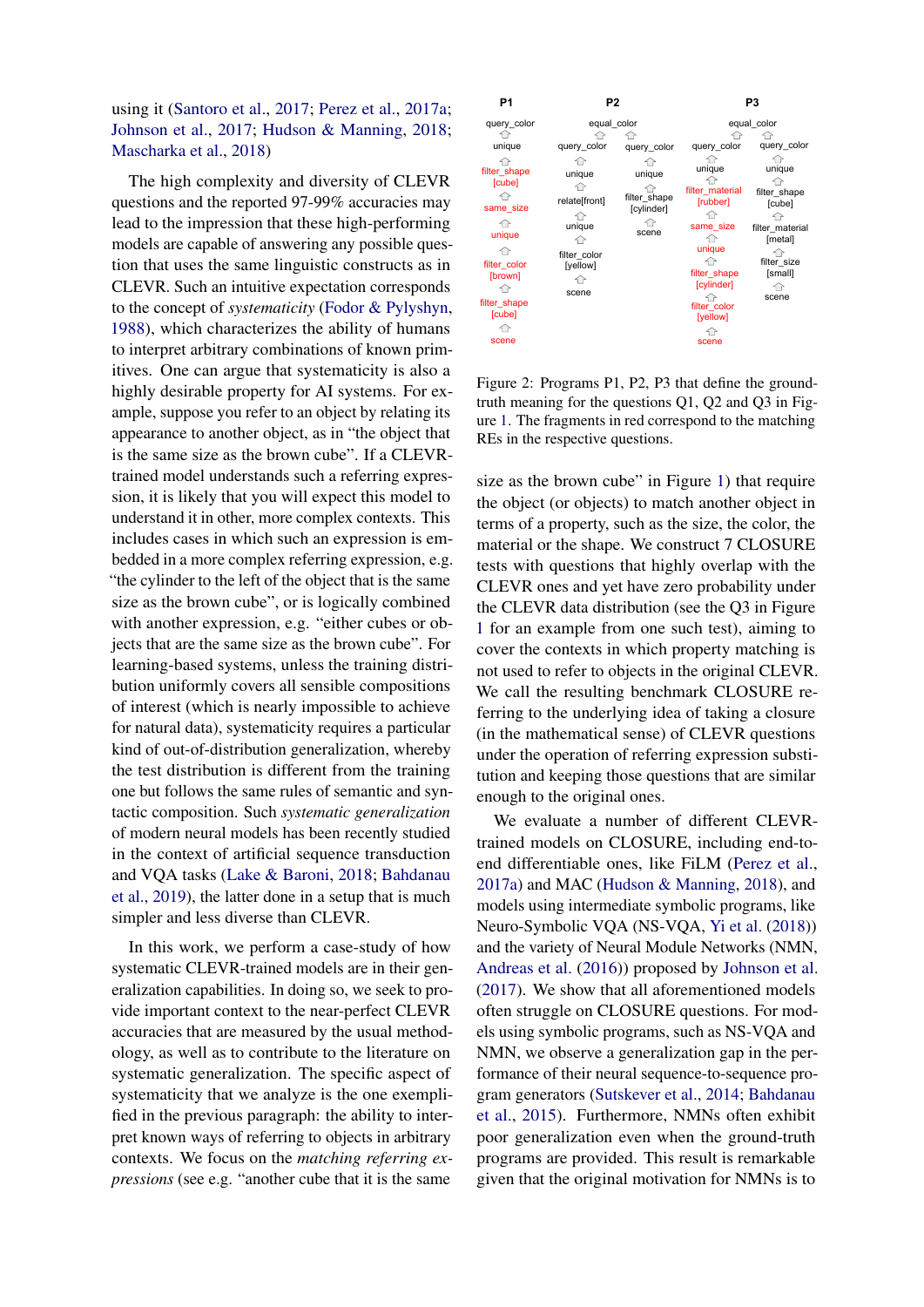using it (Santoro et al., 2017; Perez et al., 2017a; Johnson et al., 2017; Hudson & Manning, 2018; Mascharka et al., 2018)

The high complexity and diversity of CLEVR questions and the reported 97-99% accuracies may lead to the impression that these high-performing models are capable of answering any possible question that uses the same linguistic constructs as in CLEVR. Such an intuitive expectation corresponds to the concept of *systematicity* (Fodor & Pylyshyn, 1988), which characterizes the ability of humans to interpret arbitrary combinations of known primitives. One can argue that systematicity is also a highly desirable property for AI systems. For example, suppose you refer to an object by relating its appearance to another object, as in "the object that is the same size as the brown cube". If a CLEVR-trained model understands such a referring expression, it is likely that you will expect this model to understand it in other, more complex contexts. This includes cases in which such an expression is embedded in a more complex referring expression, e.g. "the cylinder to the left of the object that is the same size as the brown cube", or is logically combined with another expression, e.g. "either cubes or objects that are the same size as the brown cube". For learning-based systems, unless the training distribution uniformly covers all sensible compositions of interest (which is nearly impossible to achieve for natural data), systematicity requires a particular kind of out-of-distribution generalization, whereby the test distribution is different from the training one but follows the same rules of semantic and syntactic composition. Such *systematic generalization* of modern neural models has been recently studied in the context of artificial sequence transduction and VQA tasks (Lake & Baroni, 2018; Bahdanau et al., 2019), the latter done in a setup that is much simpler and less diverse than CLEVR.

In this work, we perform a case-study of how systematic CLEVR-trained models are in their generalization capabilities. In doing so, we seek to provide important context to the near-perfect CLEVR accuracies that are measured by the usual methodology, as well as to contribute to the literature on systematic generalization. The specific aspect of systematicity that we analyze is the one exemplified in the previous paragraph: the ability to interpret known ways of referring to objects in arbitrary contexts. We focus on the *matching referring expressions* (see e.g. "another cube that it is the same size as the brown cube" in Figure 1) that require the object (or objects) to match another object in terms of a property, such as the size, the color, the material or the shape. We construct 7 CLOSURE tests with questions that highly overlap with the CLEVR ones and yet have zero probability under the CLEVR data distribution (see the Q3 in Figure 1 for an example from one such test), aiming to cover the contexts in which property matching is not used to refer to objects in the original CLEVR. We call the resulting benchmark CLOSURE referring to the underlying idea of taking a closure (in the mathematical sense) of CLEVR questions under the operation of referring expression substitution and keeping those questions that are similar enough to the original ones.

```
P1:
query_color
unique
filter_shape [cube]
same_size
unique
filter_color [brown]
filter_shape [cube]
scene

P2:
equal_color
  query_color            query_color
  unique                 unique
  relate[front]          filter_shape [cylinder]
  unique                 scene
  filter_color [yellow]
  scene

P3:
equal_color
  query_color                query_color
  unique                     unique
  filter_material [rubber]   filter_shape [cube]
  same_size                  filter_material [metal]
  unique                     filter_size [small]
  filter_shape [cylinder]    scene
  filter_color [yellow]
  scene
```

Figure 2: Programs P1, P2, P3 that define the ground-truth meaning for the questions Q1, Q2 and Q3 in Figure 1. The fragments in red correspond to the matching REs in the respective questions.

We evaluate a number of different CLEVR-trained models on CLOSURE, including end-to-end differentiable ones, like FiLM (Perez et al., 2017a) and MAC (Hudson & Manning, 2018), and models using intermediate symbolic programs, like Neuro-Symbolic VQA (NS-VQA, Yi et al. (2018)) and the variety of Neural Module Networks (NMN, Andreas et al. (2016)) proposed by Johnson et al. (2017). We show that all aforementioned models often struggle on CLOSURE questions. For models using symbolic programs, such as NS-VQA and NMN, we observe a generalization gap in the performance of their neural sequence-to-sequence program generators (Sutskever et al., 2014; Bahdanau et al., 2015). Furthermore, NMNs often exhibit poor generalization even when the ground-truth programs are provided. This result is remarkable given that the original motivation for NMNs is to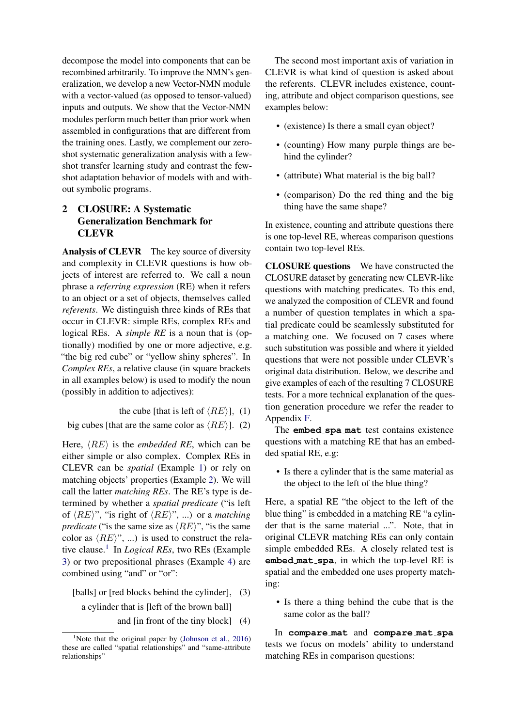decompose the model into components that can be recombined arbitrarily. To improve the NMN's generalization, we develop a new Vector-NMN module with a vector-valued (as opposed to tensor-valued) inputs and outputs. We show that the Vector-NMN modules perform much better than prior work when assembled in configurations that are different from the training ones. Lastly, we complement our zero-shot systematic generalization analysis with a few-shot transfer learning study and contrast the few-shot adaptation behavior of models with and without symbolic programs.

## 2 CLOSURE: A Systematic Generalization Benchmark for CLEVR

**Analysis of CLEVR** The key source of diversity and complexity in CLEVR questions is how objects of interest are referred to. We call a noun phrase a *referring expression* (RE) when it refers to an object or a set of objects, themselves called *referents*. We distinguish three kinds of REs that occur in CLEVR: simple REs, complex REs and logical REs. A *simple RE* is a noun that is (optionally) modified by one or more adjective, e.g. "the big red cube" or "yellow shiny spheres". In *Complex REs*, a relative clause (in square brackets in all examples below) is used to modify the noun (possibly in addition to adjectives):

$$\text{the cube [that is left of } \langle RE \rangle\text{]}, \quad (1)$$

$$\text{big cubes [that are the same color as } \langle RE \rangle\text{]}. \quad (2)$$

Here, $\langle RE \rangle$ is the *embedded RE*, which can be either simple or also complex. Complex REs in CLEVR can be *spatial* (Example 1) or rely on matching objects' properties (Example 2). We will call the latter *matching REs*. The RE's type is determined by whether a *spatial predicate* ("is left of $\langle RE \rangle$", "is right of $\langle RE \rangle$", ...) or a *matching predicate* ("is the same size as $\langle RE \rangle$", "is the same color as $\langle RE \rangle$", ...) is used to construct the relative clause.[1] In *Logical REs*, two REs (Example 3) or two prepositional phrases (Example 4) are combined using "and" or "or":

$$\text{[balls] or [red blocks behind the cylinder]}, \quad (3)$$

$$\text{a cylinder that is [left of the brown ball] and [in front of the tiny block]} \quad (4)$$

[1] Note that the original paper by (Johnson et al., 2016) these are called "spatial relationships" and "same-attribute relationships"

The second most important axis of variation in CLEVR is what kind of question is asked about the referents. CLEVR includes existence, counting, attribute and object comparison questions, see examples below:

- (existence) Is there a small cyan object?
- (counting) How many purple things are behind the cylinder?
- (attribute) What material is the big ball?
- (comparison) Do the red thing and the big thing have the same shape?

In existence, counting and attribute questions there is one top-level RE, whereas comparison questions contain two top-level REs.

**CLOSURE questions** We have constructed the CLOSURE dataset by generating new CLEVR-like questions with matching predicates. To this end, we analyzed the composition of CLEVR and found a number of question templates in which a spatial predicate could be seamlessly substituted for a matching one. We focused on 7 cases where such substitution was possible and where it yielded questions that were not possible under CLEVR's original data distribution. Below, we describe and give examples of each of the resulting 7 CLOSURE tests. For a more technical explanation of the question generation procedure we refer the reader to Appendix F.

The **embed_spa_mat** test contains existence questions with a matching RE that has an embedded spatial RE, e.g:

- Is there a cylinder that is the same material as the object to the left of the blue thing?

Here, a spatial RE "the object to the left of the blue thing" is embedded in a matching RE "a cylinder that is the same material ...". Note, that in original CLEVR matching REs can only contain simple embedded REs. A closely related test is **embed_mat_spa**, in which the top-level RE is spatial and the embedded one uses property matching:

- Is there a thing behind the cube that is the same color as the ball?

In **compare_mat** and **compare_mat_spa** tests we focus on models' ability to understand matching REs in comparison questions: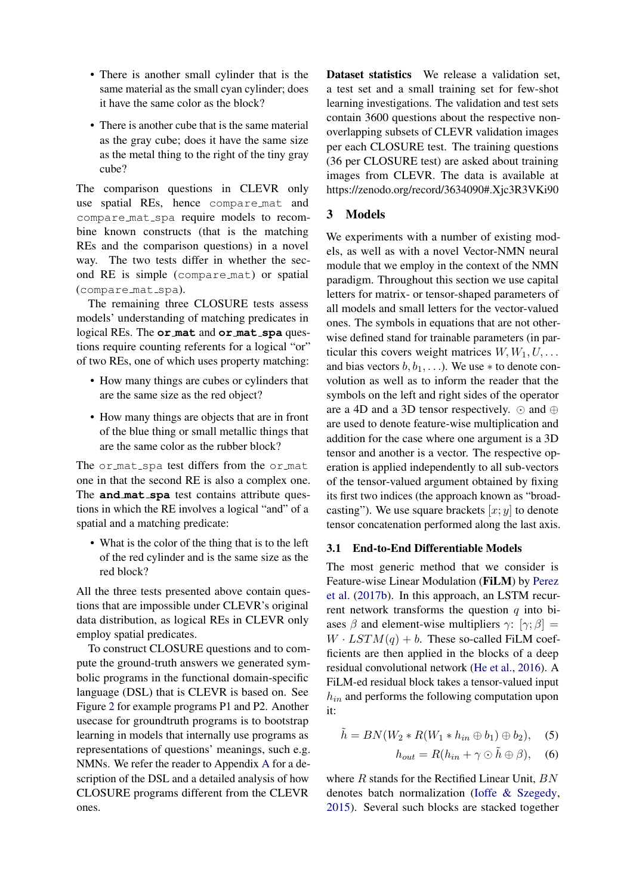- There is another small cylinder that is the same material as the small cyan cylinder; does it have the same color as the block?
- There is another cube that is the same material as the gray cube; does it have the same size as the metal thing to the right of the tiny gray cube?

The comparison questions in CLEVR only use spatial REs, hence `compare_mat` and `compare_mat_spa` require models to recombine known constructs (that is the matching REs and the comparison questions) in a novel way. The two tests differ in whether the second RE is simple (`compare_mat`) or spatial (`compare_mat_spa`).

The remaining three CLOSURE tests assess models' understanding of matching predicates in logical REs. The **`or_mat`** and **`or_mat_spa`** questions require counting referents for a logical "or" of two REs, one of which uses property matching:

- How many things are cubes or cylinders that are the same size as the red object?
- How many things are objects that are in front of the blue thing or small metallic things that are the same color as the rubber block?

The `or_mat_spa` test differs from the `or_mat` one in that the second RE is also a complex one. The **`and_mat_spa`** test contains attribute questions in which the RE involves a logical "and" of a spatial and a matching predicate:

- What is the color of the thing that is to the left of the red cylinder and is the same size as the red block?

All the three tests presented above contain questions that are impossible under CLEVR's original data distribution, as logical REs in CLEVR only employ spatial predicates.

To construct CLOSURE questions and to compute the ground-truth answers we generated symbolic programs in the functional domain-specific language (DSL) that is CLEVR is based on. See Figure 2 for example programs P1 and P2. Another usecase for groundtruth programs is to bootstrap learning in models that internally use programs as representations of questions' meanings, such e.g. NMNs. We refer the reader to Appendix A for a description of the DSL and a detailed analysis of how CLOSURE programs different from the CLEVR ones.

**Dataset statistics** We release a validation set, a test set and a small training set for few-shot learning investigations. The validation and test sets contain 3600 questions about the respective non-overlapping subsets of CLEVR validation images per each CLOSURE test. The training questions (36 per CLOSURE test) are asked about training images from CLEVR. The data is available at https://zenodo.org/record/3634090#.Xjc3R3VKi90

## 3 Models

We experiments with a number of existing models, as well as with a novel Vector-NMN neural module that we employ in the context of the NMN paradigm. Throughout this section we use capital letters for matrix- or tensor-shaped parameters of all models and small letters for the vector-valued ones. The symbols in equations that are not otherwise defined stand for trainable parameters (in particular this covers weight matrices $W, W_1, U, \ldots$ and bias vectors $b, b_1, \ldots$). We use $*$ to denote convolution as well as to inform the reader that the symbols on the left and right sides of the operator are a 4D and a 3D tensor respectively. $\odot$ and $\oplus$ are used to denote feature-wise multiplication and addition for the case where one argument is a 3D tensor and another is a vector. The respective operation is applied independently to all sub-vectors of the tensor-valued argument obtained by fixing its first two indices (the approach known as "broadcasting"). We use square brackets $[x; y]$ to denote tensor concatenation performed along the last axis.

### 3.1 End-to-End Differentiable Models

The most generic method that we consider is Feature-wise Linear Modulation (**FiLM**) by Perez et al. (2017b). In this approach, an LSTM recurrent network transforms the question $q$ into biases $\beta$ and element-wise multipliers $\gamma$: $[\gamma; \beta] = W \cdot LSTM(q) + b$. These so-called FiLM coefficients are then applied in the blocks of a deep residual convolutional network (He et al., 2016). A FiLM-ed residual block takes a tensor-valued input $h_{in}$ and performs the following computation upon it:

$$\tilde{h} = BN(W_2 * R(W_1 * h_{in} \oplus b_1) \oplus b_2), \quad (5)$$

$$h_{out} = R(h_{in} + \gamma \odot \tilde{h} \oplus \beta), \quad (6)$$

where $R$ stands for the Rectified Linear Unit, $BN$ denotes batch normalization (Ioffe & Szegedy, 2015). Several such blocks are stacked together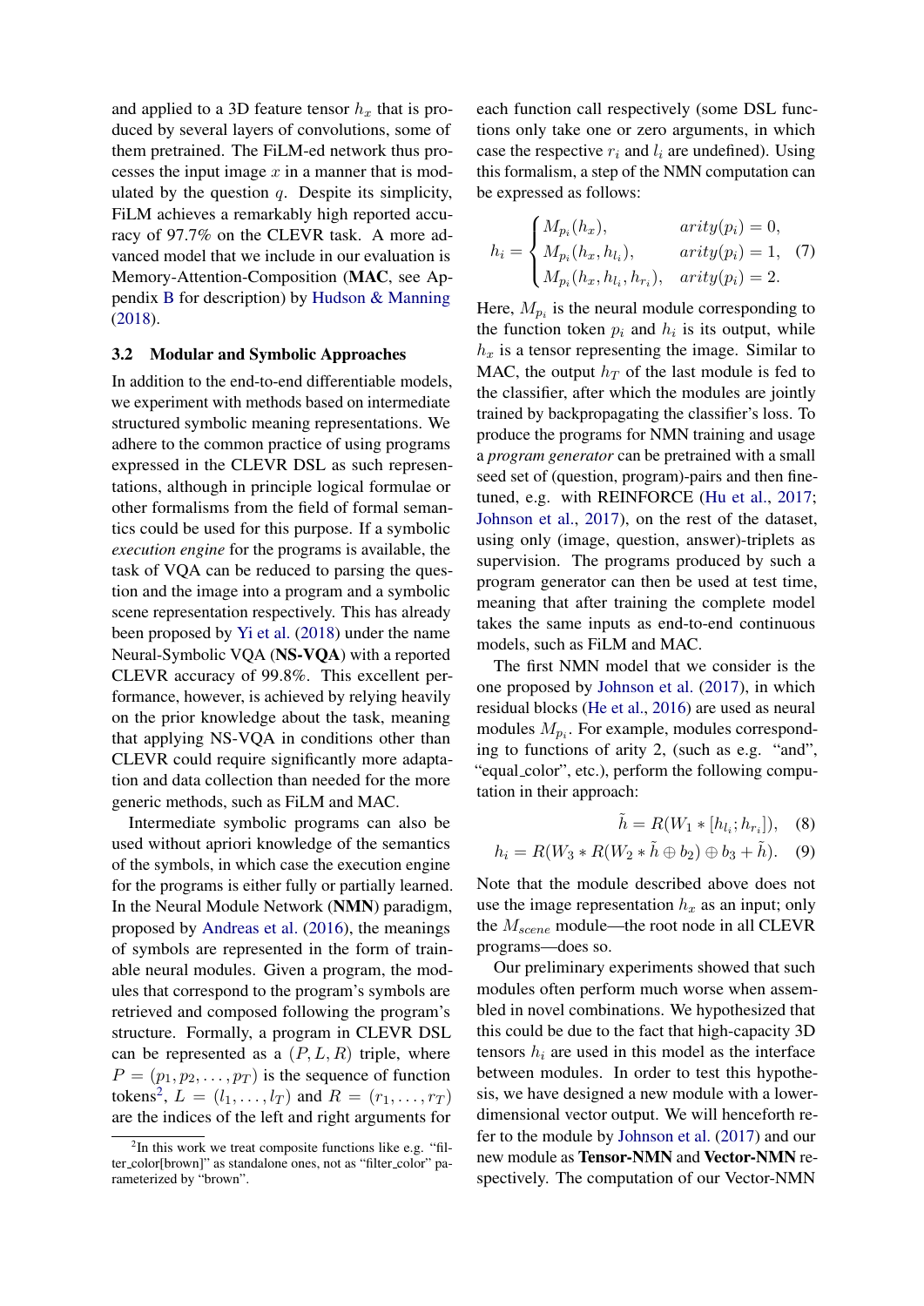and applied to a 3D feature tensor $h_x$ that is produced by several layers of convolutions, some of them pretrained. The FiLM-ed network thus processes the input image $x$ in a manner that is modulated by the question $q$. Despite its simplicity, FiLM achieves a remarkably high reported accuracy of 97.7% on the CLEVR task. A more advanced model that we include in our evaluation is Memory-Attention-Composition (**MAC**, see Appendix B for description) by Hudson & Manning (2018).

### 3.2 Modular and Symbolic Approaches

In addition to the end-to-end differentiable models, we experiment with methods based on intermediate structured symbolic meaning representations. We adhere to the common practice of using programs expressed in the CLEVR DSL as such representations, although in principle logical formulae or other formalisms from the field of formal semantics could be used for this purpose. If a symbolic *execution engine* for the programs is available, the task of VQA can be reduced to parsing the question and the image into a program and a symbolic scene representation respectively. This has already been proposed by Yi et al. (2018) under the name Neural-Symbolic VQA (**NS-VQA**) with a reported CLEVR accuracy of 99.8%. This excellent performance, however, is achieved by relying heavily on the prior knowledge about the task, meaning that applying NS-VQA in conditions other than CLEVR could require significantly more adaptation and data collection than needed for the more generic methods, such as FiLM and MAC.

Intermediate symbolic programs can also be used without apriori knowledge of the semantics of the symbols, in which case the execution engine for the programs is either fully or partially learned. In the Neural Module Network (**NMN**) paradigm, proposed by Andreas et al. (2016), the meanings of symbols are represented in the form of trainable neural modules. Given a program, the modules that correspond to the program's symbols are retrieved and composed following the program's structure. Formally, a program in CLEVR DSL can be represented as a $(P, L, R)$ triple, where $P = (p_1, p_2, \ldots, p_T)$ is the sequence of function tokens[2], $L = (l_1, \ldots, l_T)$ and $R = (r_1, \ldots, r_T)$ are the indices of the left and right arguments for each function call respectively (some DSL functions only take one or zero arguments, in which case the respective $r_i$ and $l_i$ are undefined). Using this formalism, a step of the NMN computation can be expressed as follows:

$$h_i = \begin{cases} M_{p_i}(h_x), & arity(p_i) = 0, \\ M_{p_i}(h_x, h_{l_i}), & arity(p_i) = 1, \\ M_{p_i}(h_x, h_{l_i}, h_{r_i}), & arity(p_i) = 2. \end{cases} \quad (7)$$

Here, $M_{p_i}$ is the neural module corresponding to the function token $p_i$ and $h_i$ is its output, while $h_x$ is a tensor representing the image. Similar to MAC, the output $h_T$ of the last module is fed to the classifier, after which the modules are jointly trained by backpropagating the classifier's loss. To produce the programs for NMN training and usage a *program generator* can be pretrained with a small seed set of (question, program)-pairs and then fine-tuned, e.g. with REINFORCE (Hu et al., 2017; Johnson et al., 2017), on the rest of the dataset, using only (image, question, answer)-triplets as supervision. The programs produced by such a program generator can then be used at test time, meaning that after training the complete model takes the same inputs as end-to-end continuous models, such as FiLM and MAC.

The first NMN model that we consider is the one proposed by Johnson et al. (2017), in which residual blocks (He et al., 2016) are used as neural modules $M_{p_i}$. For example, modules corresponding to functions of arity 2, (such as e.g. "and", "equal_color", etc.), perform the following computation in their approach:

$$\tilde{h} = R(W_1 * [h_{l_i}; h_{r_i}]), \quad (8)$$

$$h_i = R(W_3 * R(W_2 * \tilde{h} \oplus b_2) \oplus b_3 + \tilde{h}). \quad (9)$$

Note that the module described above does not use the image representation $h_x$ as an input; only the $M_{scene}$ module—the root node in all CLEVR programs—does so.

Our preliminary experiments showed that such modules often perform much worse when assembled in novel combinations. We hypothesized that this could be due to the fact that high-capacity 3D tensors $h_i$ are used in this model as the interface between modules. In order to test this hypothesis, we have designed a new module with a lower-dimensional vector output. We will henceforth refer to the module by Johnson et al. (2017) and our new module as **Tensor-NMN** and **Vector-NMN** respectively. The computation of our Vector-NMN

[2]In this work we treat composite functions like e.g. "filter_color[brown]" as standalone ones, not as "filter_color" parameterized by "brown".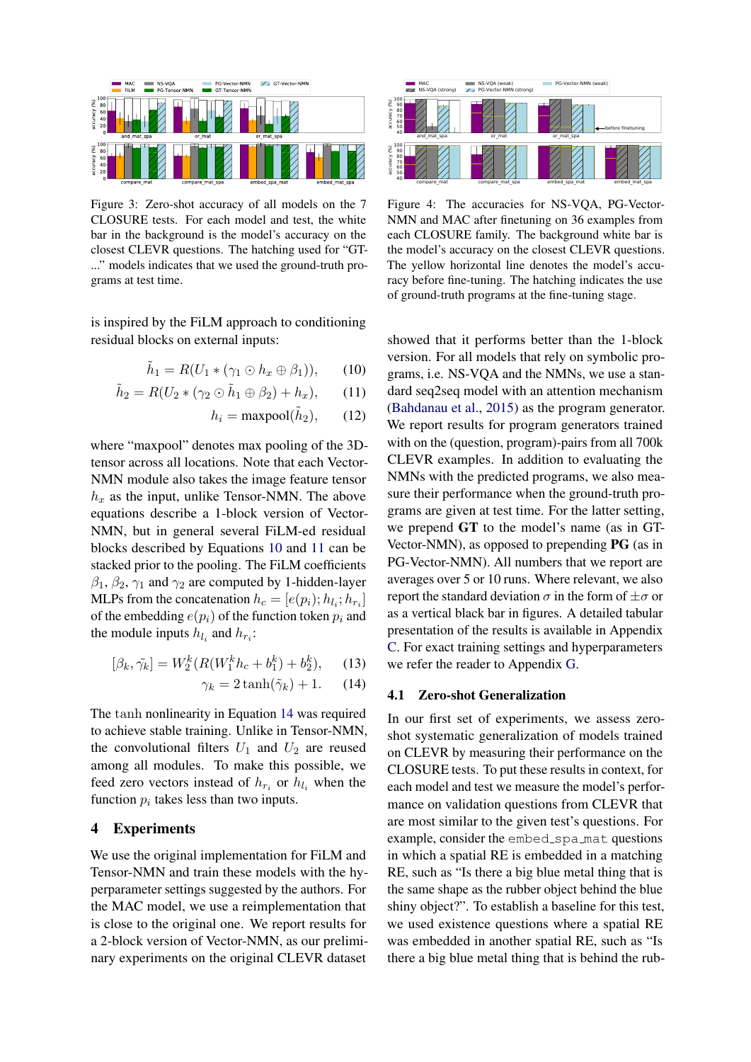Figure 3: Zero-shot accuracy of all models on the 7 CLOSURE tests. For each model and test, the white bar in the background is the model's accuracy on the closest CLEVR questions. The hatching used for "GT-..." models indicates that we used the ground-truth programs at test time.

Figure 4: The accuracies for NS-VQA, PG-Vector-NMN and MAC after finetuning on 36 examples from each CLOSURE family. The background white bar is the model's accuracy on the closest CLEVR questions. The yellow horizontal line denotes the model's accuracy before fine-tuning. The hatching indicates the use of ground-truth programs at the fine-tuning stage.

is inspired by the FiLM approach to conditioning residual blocks on external inputs:

$$\tilde{h}_1 = R(U_1 * (\gamma_1 \odot h_x \oplus \beta_1)), \quad (10)$$

$$\tilde{h}_2 = R(U_2 * (\gamma_2 \odot \tilde{h}_1 \oplus \beta_2) + h_x), \quad (11)$$

$$h_i = \text{maxpool}(\tilde{h}_2), \quad (12)$$

where "maxpool" denotes max pooling of the 3D-tensor across all locations. Note that each Vector-NMN module also takes the image feature tensor $h_x$ as the input, unlike Tensor-NMN. The above equations describe a 1-block version of Vector-NMN, but in general several FiLM-ed residual blocks described by Equations 10 and 11 can be stacked prior to the pooling. The FiLM coefficients $\beta_1$, $\beta_2$, $\gamma_1$ and $\gamma_2$ are computed by 1-hidden-layer MLPs from the concatenation $h_c = [e(p_i); h_{l_i}; h_{r_i}]$ of the embedding $e(p_i)$ of the function token $p_i$ and the module inputs $h_{l_i}$ and $h_{r_i}$:

$$[\beta_k, \tilde{\gamma_k}] = W_2^k(R(W_1^k h_c + b_1^k) + b_2^k), \quad (13)$$

$$\gamma_k = 2\tanh(\tilde{\gamma}_k) + 1. \quad (14)$$

The tanh nonlinearity in Equation 14 was required to achieve stable training. Unlike in Tensor-NMN, the convolutional filters $U_1$ and $U_2$ are reused among all modules. To make this possible, we feed zero vectors instead of $h_{r_i}$ or $h_{l_i}$ when the function $p_i$ takes less than two inputs.

## 4 Experiments

We use the original implementation for FiLM and Tensor-NMN and train these models with the hyperparameter settings suggested by the authors. For the MAC model, we use a reimplementation that is close to the original one. We report results for a 2-block version of Vector-NMN, as our preliminary experiments on the original CLEVR dataset showed that it performs better than the 1-block version. For all models that rely on symbolic programs, i.e. NS-VQA and the NMNs, we use a standard seq2seq model with an attention mechanism (Bahdanau et al., 2015) as the program generator. We report results for program generators trained with on the (question, program)-pairs from all 700k CLEVR examples. In addition to evaluating the NMNs with the predicted programs, we also measure their performance when the ground-truth programs are given at test time. For the latter setting, we prepend **GT** to the model's name (as in GT-Vector-NMN), as opposed to prepending **PG** (as in PG-Vector-NMN). All numbers that we report are averages over 5 or 10 runs. Where relevant, we also report the standard deviation $\sigma$ in the form of $\pm\sigma$ or as a vertical black bar in figures. A detailed tabular presentation of the results is available in Appendix C. For exact training settings and hyperparameters we refer the reader to Appendix G.

### 4.1 Zero-shot Generalization

In our first set of experiments, we assess zero-shot systematic generalization of models trained on CLEVR by measuring their performance on the CLOSURE tests. To put these results in context, for each model and test we measure the model's performance on validation questions from CLEVR that are most similar to the given test's questions. For example, consider the embed_spa_mat questions in which a spatial RE is embedded in a matching RE, such as "Is there a big blue metal thing that is the same shape as the rubber object behind the blue shiny object?". To establish a baseline for this test, we used existence questions where a spatial RE was embedded in another spatial RE, such as "Is there a big blue metal thing that is behind the rub-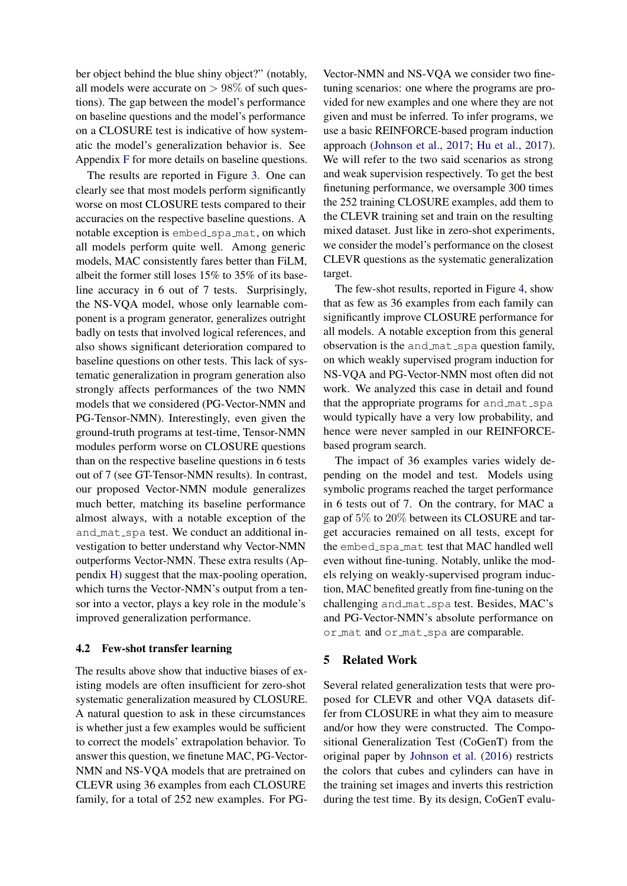ber object behind the blue shiny object?" (notably, all models were accurate on $> 98\%$ of such questions). The gap between the model's performance on baseline questions and the model's performance on a CLOSURE test is indicative of how systematic the model's generalization behavior is. See Appendix F for more details on baseline questions.

The results are reported in Figure 3. One can clearly see that most models perform significantly worse on most CLOSURE tests compared to their accuracies on the respective baseline questions. A notable exception is embed_spa_mat, on which all models perform quite well. Among generic models, MAC consistently fares better than FiLM, albeit the former still loses 15% to 35% of its baseline accuracy in 6 out of 7 tests. Surprisingly, the NS-VQA model, whose only learnable component is a program generator, generalizes outright badly on tests that involved logical references, and also shows significant deterioration compared to baseline questions on other tests. This lack of systematic generalization in program generation also strongly affects performances of the two NMN models that we considered (PG-Vector-NMN and PG-Tensor-NMN). Interestingly, even given the ground-truth programs at test-time, Tensor-NMN modules perform worse on CLOSURE questions than on the respective baseline questions in 6 tests out of 7 (see GT-Tensor-NMN results). In contrast, our proposed Vector-NMN module generalizes much better, matching its baseline performance almost always, with a notable exception of the and_mat_spa test. We conduct an additional investigation to better understand why Vector-NMN outperforms Vector-NMN. These extra results (Appendix H) suggest that the max-pooling operation, which turns the Vector-NMN's output from a tensor into a vector, plays a key role in the module's improved generalization performance.

### 4.2 Few-shot transfer learning

The results above show that inductive biases of existing models are often insufficient for zero-shot systematic generalization measured by CLOSURE. A natural question to ask in these circumstances is whether just a few examples would be sufficient to correct the models' extrapolation behavior. To answer this question, we finetune MAC, PG-Vector-NMN and NS-VQA models that are pretrained on CLEVR using 36 examples from each CLOSURE family, for a total of 252 new examples. For PG-Vector-NMN and NS-VQA we consider two finetuning scenarios: one where the programs are provided for new examples and one where they are not given and must be inferred. To infer programs, we use a basic REINFORCE-based program induction approach (Johnson et al., 2017; Hu et al., 2017). We will refer to the two said scenarios as strong and weak supervision respectively. To get the best finetuning performance, we oversample 300 times the 252 training CLOSURE examples, add them to the CLEVR training set and train on the resulting mixed dataset. Just like in zero-shot experiments, we consider the model's performance on the closest CLEVR questions as the systematic generalization target.

The few-shot results, reported in Figure 4, show that as few as 36 examples from each family can significantly improve CLOSURE performance for all models. A notable exception from this general observation is the and_mat_spa question family, on which weakly supervised program induction for NS-VQA and PG-Vector-NMN most often did not work. We analyzed this case in detail and found that the appropriate programs for and_mat_spa would typically have a very low probability, and hence were never sampled in our REINFORCE-based program search.

The impact of 36 examples varies widely depending on the model and test. Models using symbolic programs reached the target performance in 6 tests out of 7. On the contrary, for MAC a gap of 5% to 20% between its CLOSURE and target accuracies remained on all tests, except for the embed_spa_mat test that MAC handled well even without fine-tuning. Notably, unlike the models relying on weakly-supervised program induction, MAC benefited greatly from fine-tuning on the challenging and_mat_spa test. Besides, MAC's and PG-Vector-NMN's absolute performance on or_mat and or_mat_spa are comparable.

## 5 Related Work

Several related generalization tests that were proposed for CLEVR and other VQA datasets differ from CLOSURE in what they aim to measure and/or how they were constructed. The Compositional Generalization Test (CoGenT) from the original paper by Johnson et al. (2016) restricts the colors that cubes and cylinders can have in the training set images and inverts this restriction during the test time. By its design, CoGenT evalu-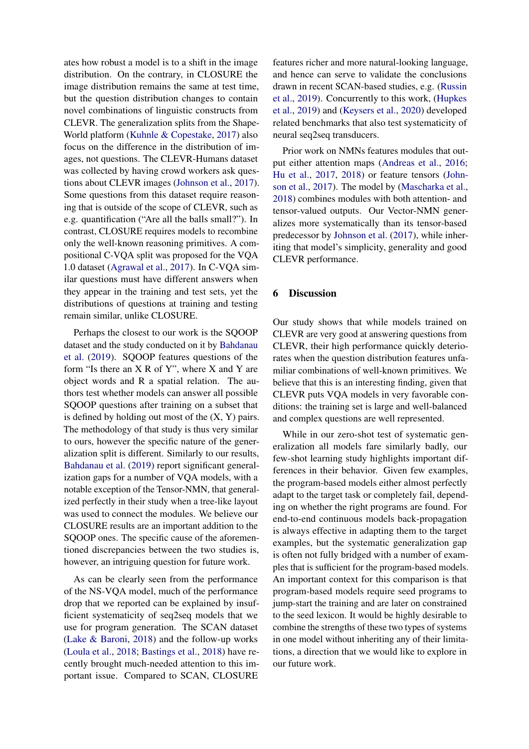ates how robust a model is to a shift in the image distribution. On the contrary, in CLOSURE the image distribution remains the same at test time, but the question distribution changes to contain novel combinations of linguistic constructs from CLEVR. The generalization splits from the Shape-World platform (Kuhnle & Copestake, 2017) also focus on the difference in the distribution of images, not questions. The CLEVR-Humans dataset was collected by having crowd workers ask questions about CLEVR images (Johnson et al., 2017). Some questions from this dataset require reasoning that is outside of the scope of CLEVR, such as e.g. quantification ("Are all the balls small?"). In contrast, CLOSURE requires models to recombine only the well-known reasoning primitives. A compositional C-VQA split was proposed for the VQA 1.0 dataset (Agrawal et al., 2017). In C-VQA similar questions must have different answers when they appear in the training and test sets, yet the distributions of questions at training and testing remain similar, unlike CLOSURE.

Perhaps the closest to our work is the SQOOP dataset and the study conducted on it by Bahdanau et al. (2019). SQOOP features questions of the form "Is there an X R of Y", where X and Y are object words and R a spatial relation. The authors test whether models can answer all possible SQOOP questions after training on a subset that is defined by holding out most of the (X, Y) pairs. The methodology of that study is thus very similar to ours, however the specific nature of the generalization split is different. Similarly to our results, Bahdanau et al. (2019) report significant generalization gaps for a number of VQA models, with a notable exception of the Tensor-NMN, that generalized perfectly in their study when a tree-like layout was used to connect the modules. We believe our CLOSURE results are an important addition to the SQOOP ones. The specific cause of the aforementioned discrepancies between the two studies is, however, an intriguing question for future work.

As can be clearly seen from the performance of the NS-VQA model, much of the performance drop that we reported can be explained by insufficient systematicity of seq2seq models that we use for program generation. The SCAN dataset (Lake & Baroni, 2018) and the follow-up works (Loula et al., 2018; Bastings et al., 2018) have recently brought much-needed attention to this important issue. Compared to SCAN, CLOSURE features richer and more natural-looking language, and hence can serve to validate the conclusions drawn in recent SCAN-based studies, e.g. (Russin et al., 2019). Concurrently to this work, (Hupkes et al., 2019) and (Keysers et al., 2020) developed related benchmarks that also test systematicity of neural seq2seq transducers.

Prior work on NMNs features modules that output either attention maps (Andreas et al., 2016; Hu et al., 2017, 2018) or feature tensors (Johnson et al., 2017). The model by (Mascharka et al., 2018) combines modules with both attention- and tensor-valued outputs. Our Vector-NMN generalizes more systematically than its tensor-based predecessor by Johnson et al. (2017), while inheriting that model's simplicity, generality and good CLEVR performance.

## 6 Discussion

Our study shows that while models trained on CLEVR are very good at answering questions from CLEVR, their high performance quickly deteriorates when the question distribution features unfamiliar combinations of well-known primitives. We believe that this is an interesting finding, given that CLEVR puts VQA models in very favorable conditions: the training set is large and well-balanced and complex questions are well represented.

While in our zero-shot test of systematic generalization all models fare similarly badly, our few-shot learning study highlights important differences in their behavior. Given few examples, the program-based models either almost perfectly adapt to the target task or completely fail, depending on whether the right programs are found. For end-to-end continuous models back-propagation is always effective in adapting them to the target examples, but the systematic generalization gap is often not fully bridged with a number of examples that is sufficient for the program-based models. An important context for this comparison is that program-based models require seed programs to jump-start the training and are later on constrained to the seed lexicon. It would be highly desirable to combine the strengths of these two types of systems in one model without inheriting any of their limitations, a direction that we would like to explore in our future work.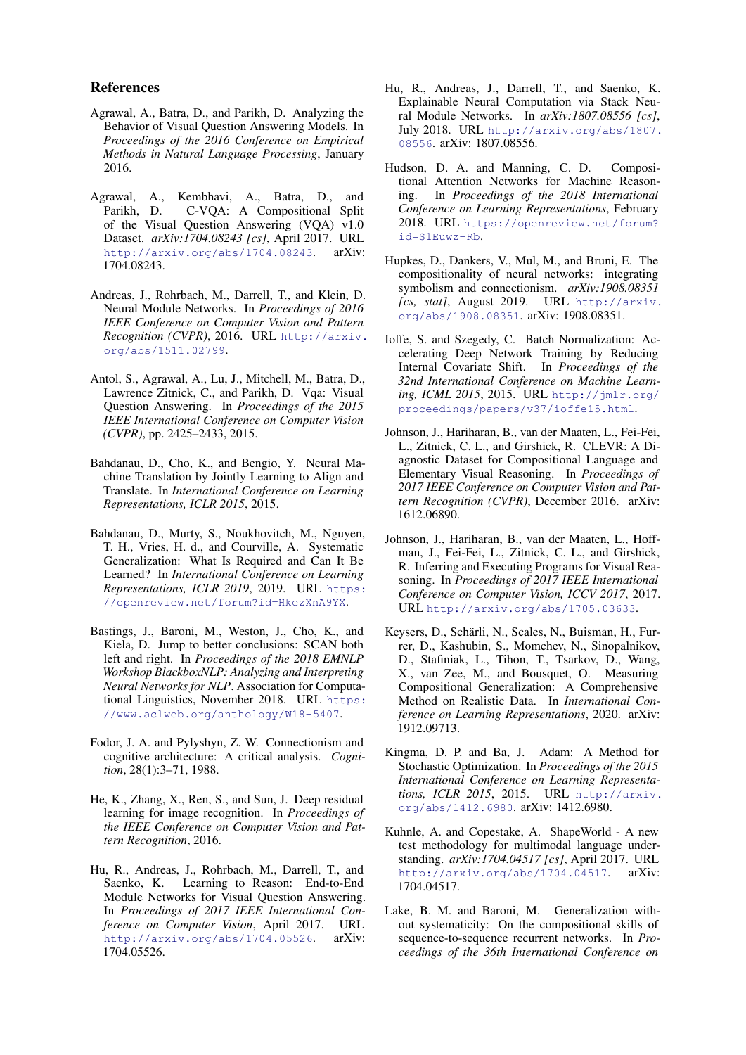## References

Agrawal, A., Batra, D., and Parikh, D. Analyzing the Behavior of Visual Question Answering Models. In *Proceedings of the 2016 Conference on Empirical Methods in Natural Language Processing*, January 2016.

Agrawal, A., Kembhavi, A., Batra, D., and Parikh, D. C-VQA: A Compositional Split of the Visual Question Answering (VQA) v1.0 Dataset. *arXiv:1704.08243 [cs]*, April 2017. URL http://arxiv.org/abs/1704.08243. arXiv: 1704.08243.

Andreas, J., Rohrbach, M., Darrell, T., and Klein, D. Neural Module Networks. In *Proceedings of 2016 IEEE Conference on Computer Vision and Pattern Recognition (CVPR)*, 2016. URL http://arxiv.org/abs/1511.02799.

Antol, S., Agrawal, A., Lu, J., Mitchell, M., Batra, D., Lawrence Zitnick, C., and Parikh, D. Vqa: Visual Question Answering. In *Proceedings of the 2015 IEEE International Conference on Computer Vision (CVPR)*, pp. 2425–2433, 2015.

Bahdanau, D., Cho, K., and Bengio, Y. Neural Machine Translation by Jointly Learning to Align and Translate. In *International Conference on Learning Representations, ICLR 2015*, 2015.

Bahdanau, D., Murty, S., Noukhovitch, M., Nguyen, T. H., Vries, H. d., and Courville, A. Systematic Generalization: What Is Required and Can It Be Learned? In *International Conference on Learning Representations, ICLR 2019*, 2019. URL https://openreview.net/forum?id=HkezXnA9YX.

Bastings, J., Baroni, M., Weston, J., Cho, K., and Kiela, D. Jump to better conclusions: SCAN both left and right. In *Proceedings of the 2018 EMNLP Workshop BlackboxNLP: Analyzing and Interpreting Neural Networks for NLP*. Association for Computational Linguistics, November 2018. URL https://www.aclweb.org/anthology/W18-5407.

Fodor, J. A. and Pylyshyn, Z. W. Connectionism and cognitive architecture: A critical analysis. *Cognition*, 28(1):3–71, 1988.

He, K., Zhang, X., Ren, S., and Sun, J. Deep residual learning for image recognition. In *Proceedings of the IEEE Conference on Computer Vision and Pattern Recognition*, 2016.

Hu, R., Andreas, J., Rohrbach, M., Darrell, T., and Saenko, K. Learning to Reason: End-to-End Module Networks for Visual Question Answering. In *Proceedings of 2017 IEEE International Conference on Computer Vision*, April 2017. URL http://arxiv.org/abs/1704.05526. arXiv: 1704.05526.

Hu, R., Andreas, J., Darrell, T., and Saenko, K. Explainable Neural Computation via Stack Neural Module Networks. In *arXiv:1807.08556 [cs]*, July 2018. URL http://arxiv.org/abs/1807.08556. arXiv: 1807.08556.

Hudson, D. A. and Manning, C. D. Compositional Attention Networks for Machine Reasoning. In *Proceedings of the 2018 International Conference on Learning Representations*, February 2018. URL https://openreview.net/forum?id=S1Euwz-Rb.

Hupkes, D., Dankers, V., Mul, M., and Bruni, E. The compositionality of neural networks: integrating symbolism and connectionism. *arXiv:1908.08351 [cs, stat]*, August 2019. URL http://arxiv.org/abs/1908.08351. arXiv: 1908.08351.

Ioffe, S. and Szegedy, C. Batch Normalization: Accelerating Deep Network Training by Reducing Internal Covariate Shift. In *Proceedings of the 32nd International Conference on Machine Learning, ICML 2015*, 2015. URL http://jmlr.org/proceedings/papers/v37/ioffe15.html.

Johnson, J., Hariharan, B., van der Maaten, L., Fei-Fei, L., Zitnick, C. L., and Girshick, R. CLEVR: A Diagnostic Dataset for Compositional Language and Elementary Visual Reasoning. In *Proceedings of 2017 IEEE Conference on Computer Vision and Pattern Recognition (CVPR)*, December 2016. arXiv: 1612.06890.

Johnson, J., Hariharan, B., van der Maaten, L., Hoffman, J., Fei-Fei, L., Zitnick, C. L., and Girshick, R. Inferring and Executing Programs for Visual Reasoning. In *Proceedings of 2017 IEEE International Conference on Computer Vision, ICCV 2017*, 2017. URL http://arxiv.org/abs/1705.03633.

Keysers, D., Schärli, N., Scales, N., Buisman, H., Furrer, D., Kashubin, S., Momchev, N., Sinopalnikov, D., Stafiniak, L., Tihon, T., Tsarkov, D., Wang, X., van Zee, M., and Bousquet, O. Measuring Compositional Generalization: A Comprehensive Method on Realistic Data. In *International Conference on Learning Representations*, 2020. arXiv: 1912.09713.

Kingma, D. P. and Ba, J. Adam: A Method for Stochastic Optimization. In *Proceedings of the 2015 International Conference on Learning Representations, ICLR 2015*, 2015. URL http://arxiv.org/abs/1412.6980. arXiv: 1412.6980.

Kuhnle, A. and Copestake, A. ShapeWorld - A new test methodology for multimodal language understanding. *arXiv:1704.04517 [cs]*, April 2017. URL http://arxiv.org/abs/1704.04517. arXiv: 1704.04517.

Lake, B. M. and Baroni, M. Generalization without systematicity: On the compositional skills of sequence-to-sequence recurrent networks. In *Proceedings of the 36th International Conference on*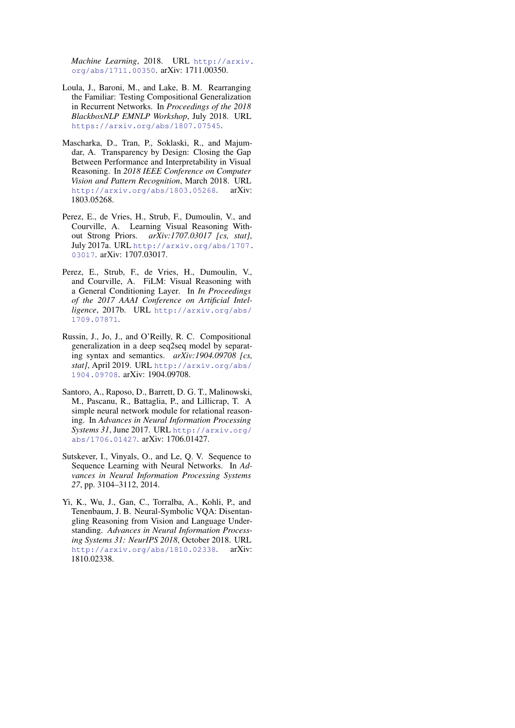*Machine Learning*, 2018. URL http://arxiv.org/abs/1711.00350. arXiv: 1711.00350.

Loula, J., Baroni, M., and Lake, B. M. Rearranging the Familiar: Testing Compositional Generalization in Recurrent Networks. In *Proceedings of the 2018 BlackboxNLP EMNLP Workshop*, July 2018. URL https://arxiv.org/abs/1807.07545.

Mascharka, D., Tran, P., Soklaski, R., and Majumdar, A. Transparency by Design: Closing the Gap Between Performance and Interpretability in Visual Reasoning. In *2018 IEEE Conference on Computer Vision and Pattern Recognition*, March 2018. URL http://arxiv.org/abs/1803.05268. arXiv: 1803.05268.

Perez, E., de Vries, H., Strub, F., Dumoulin, V., and Courville, A. Learning Visual Reasoning Without Strong Priors. *arXiv:1707.03017 [cs, stat]*, July 2017a. URL http://arxiv.org/abs/1707.03017. arXiv: 1707.03017.

Perez, E., Strub, F., de Vries, H., Dumoulin, V., and Courville, A. FiLM: Visual Reasoning with a General Conditioning Layer. In *In Proceedings of the 2017 AAAI Conference on Artificial Intelligence*, 2017b. URL http://arxiv.org/abs/1709.07871.

Russin, J., Jo, J., and O'Reilly, R. C. Compositional generalization in a deep seq2seq model by separating syntax and semantics. *arXiv:1904.09708 [cs, stat]*, April 2019. URL http://arxiv.org/abs/1904.09708. arXiv: 1904.09708.

Santoro, A., Raposo, D., Barrett, D. G. T., Malinowski, M., Pascanu, R., Battaglia, P., and Lillicrap, T. A simple neural network module for relational reasoning. In *Advances in Neural Information Processing Systems 31*, June 2017. URL http://arxiv.org/abs/1706.01427. arXiv: 1706.01427.

Sutskever, I., Vinyals, O., and Le, Q. V. Sequence to Sequence Learning with Neural Networks. In *Advances in Neural Information Processing Systems 27*, pp. 3104–3112, 2014.

Yi, K., Wu, J., Gan, C., Torralba, A., Kohli, P., and Tenenbaum, J. B. Neural-Symbolic VQA: Disentangling Reasoning from Vision and Language Understanding. *Advances in Neural Information Processing Systems 31: NeurIPS 2018*, October 2018. URL http://arxiv.org/abs/1810.02338. arXiv: 1810.02338.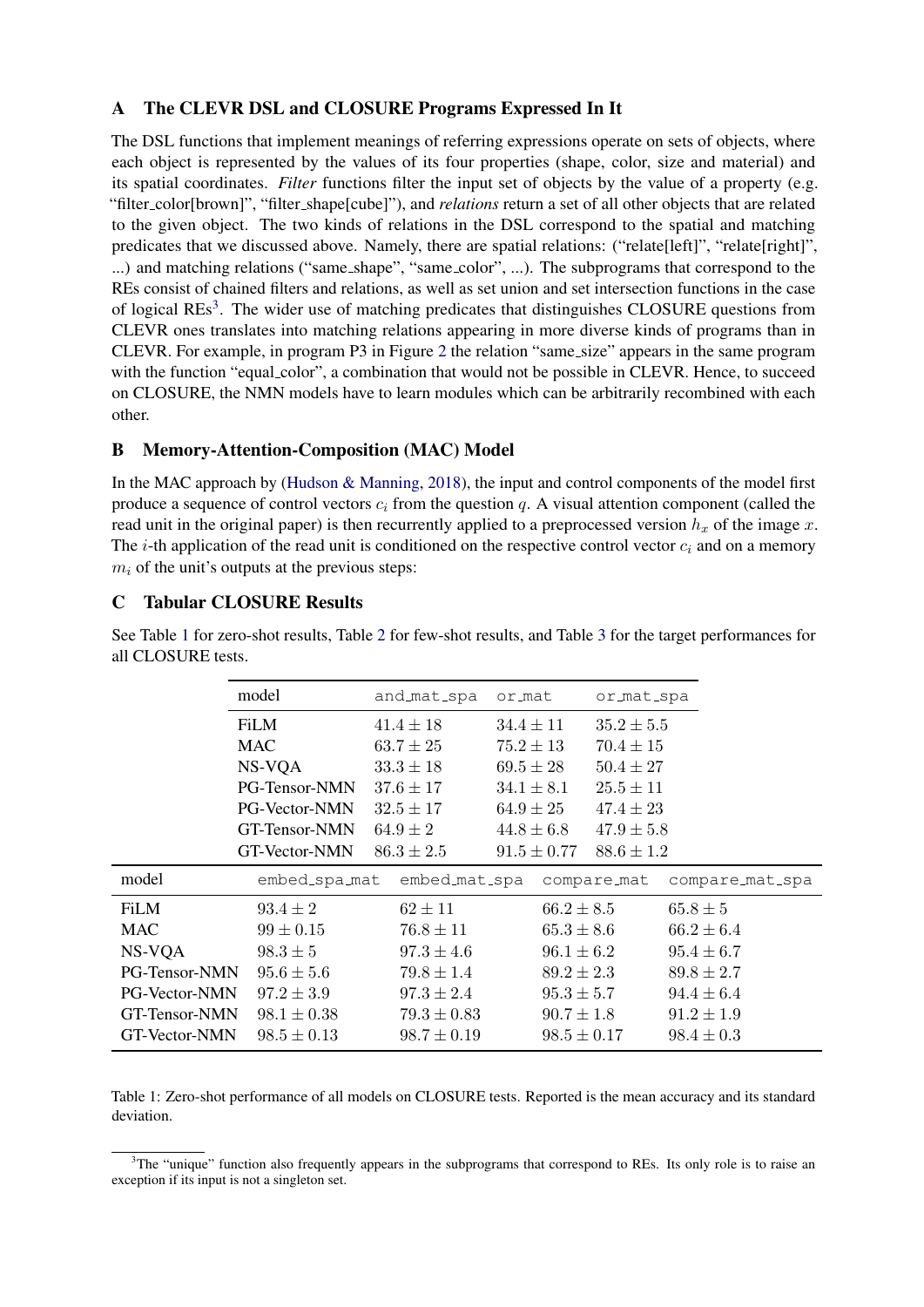## A The CLEVR DSL and CLOSURE Programs Expressed In It

The DSL functions that implement meanings of referring expressions operate on sets of objects, where each object is represented by the values of its four properties (shape, color, size and material) and its spatial coordinates. *Filter* functions filter the input set of objects by the value of a property (e.g. "filter_color[brown]", "filter_shape[cube]"), and *relations* return a set of all other objects that are related to the given object. The two kinds of relations in the DSL correspond to the spatial and matching predicates that we discussed above. Namely, there are spatial relations: ("relate[left]", "relate[right]", ...) and matching relations ("same_shape", "same_color", ...). The subprograms that correspond to the REs consist of chained filters and relations, as well as set union and set intersection functions in the case of logical REs[3]. The wider use of matching predicates that distinguishes CLOSURE questions from CLEVR ones translates into matching relations appearing in more diverse kinds of programs than in CLEVR. For example, in program P3 in Figure 2 the relation "same_size" appears in the same program with the function "equal_color", a combination that would not be possible in CLEVR. Hence, to succeed on CLOSURE, the NMN models have to learn modules which can be arbitrarily recombined with each other.

## B Memory-Attention-Composition (MAC) Model

In the MAC approach by (Hudson & Manning, 2018), the input and control components of the model first produce a sequence of control vectors $c_i$ from the question $q$. A visual attention component (called the read unit in the original paper) is then recurrently applied to a preprocessed version $h_x$ of the image $x$. The $i$-th application of the read unit is conditioned on the respective control vector $c_i$ and on a memory $m_i$ of the unit's outputs at the previous steps:

## C Tabular CLOSURE Results

See Table 1 for zero-shot results, Table 2 for few-shot results, and Table 3 for the target performances for all CLOSURE tests.

| model | and_mat_spa | or_mat | or_mat_spa |
|---|---|---|---|
| FiLM | $41.4 \pm 18$ | $34.4 \pm 11$ | $35.2 \pm 5.5$ |
| MAC | $63.7 \pm 25$ | $75.2 \pm 13$ | $70.4 \pm 15$ |
| NS-VQA | $33.3 \pm 18$ | $69.5 \pm 28$ | $50.4 \pm 27$ |
| PG-Tensor-NMN | $37.6 \pm 17$ | $34.1 \pm 8.1$ | $25.5 \pm 11$ |
| PG-Vector-NMN | $32.5 \pm 17$ | $64.9 \pm 25$ | $47.4 \pm 23$ |
| GT-Tensor-NMN | $64.9 \pm 2$ | $44.8 \pm 6.8$ | $47.9 \pm 5.8$ |
| GT-Vector-NMN | $86.3 \pm 2.5$ | $91.5 \pm 0.77$ | $88.6 \pm 1.2$ |

| model | embed_spa_mat | embed_mat_spa | compare_mat | compare_mat_spa |
|---|---|---|---|---|
| FiLM | $93.4 \pm 2$ | $62 \pm 11$ | $66.2 \pm 8.5$ | $65.8 \pm 5$ |
| MAC | $99 \pm 0.15$ | $76.8 \pm 11$ | $65.3 \pm 8.6$ | $66.2 \pm 6.4$ |
| NS-VQA | $98.3 \pm 5$ | $97.3 \pm 4.6$ | $96.1 \pm 6.2$ | $95.4 \pm 6.7$ |
| PG-Tensor-NMN | $95.6 \pm 5.6$ | $79.8 \pm 1.4$ | $89.2 \pm 2.3$ | $89.8 \pm 2.7$ |
| PG-Vector-NMN | $97.2 \pm 3.9$ | $97.3 \pm 2.4$ | $95.3 \pm 5.7$ | $94.4 \pm 6.4$ |
| GT-Tensor-NMN | $98.1 \pm 0.38$ | $79.3 \pm 0.83$ | $90.7 \pm 1.8$ | $91.2 \pm 1.9$ |
| GT-Vector-NMN | $98.5 \pm 0.13$ | $98.7 \pm 0.19$ | $98.5 \pm 0.17$ | $98.4 \pm 0.3$ |

Table 1: Zero-shot performance of all models on CLOSURE tests. Reported is the mean accuracy and its standard deviation.

[3] The "unique" function also frequently appears in the subprograms that correspond to REs. Its only role is to raise an exception if its input is not a singleton set.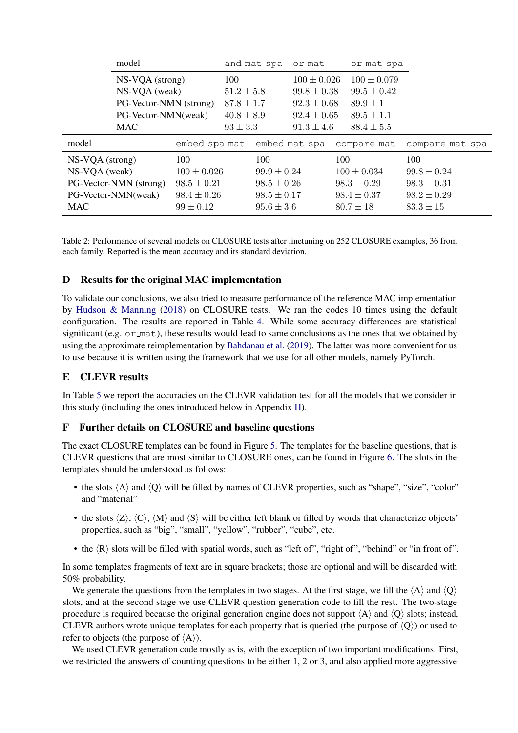| model | and_mat_spa | or_mat | or_mat_spa |
|---|---|---|---|
| NS-VQA (strong) | 100 | $100 \pm 0.026$ | $100 \pm 0.079$ |
| NS-VQA (weak) | $51.2 \pm 5.8$ | $99.8 \pm 0.38$ | $99.5 \pm 0.42$ |
| PG-Vector-NMN (strong) | $87.8 \pm 1.7$ | $92.3 \pm 0.68$ | $89.9 \pm 1$ |
| PG-Vector-NMN(weak) | $40.8 \pm 8.9$ | $92.4 \pm 0.65$ | $89.5 \pm 1.1$ |
| MAC | $93 \pm 3.3$ | $91.3 \pm 4.6$ | $88.4 \pm 5.5$ |

| model | embed_spa_mat | embed_mat_spa | compare_mat | compare_mat_spa |
|---|---|---|---|---|
| NS-VQA (strong) | 100 | 100 | 100 | 100 |
| NS-VQA (weak) | $100 \pm 0.026$ | $99.9 \pm 0.24$ | $100 \pm 0.034$ | $99.8 \pm 0.24$ |
| PG-Vector-NMN (strong) | $98.5 \pm 0.21$ | $98.5 \pm 0.26$ | $98.3 \pm 0.29$ | $98.3 \pm 0.31$ |
| PG-Vector-NMN(weak) | $98.4 \pm 0.26$ | $98.5 \pm 0.17$ | $98.4 \pm 0.37$ | $98.2 \pm 0.29$ |
| MAC | $99 \pm 0.12$ | $95.6 \pm 3.6$ | $80.7 \pm 18$ | $83.3 \pm 15$ |

Table 2: Performance of several models on CLOSURE tests after finetuning on 252 CLOSURE examples, 36 from each family. Reported is the mean accuracy and its standard deviation.

## D Results for the original MAC implementation

To validate our conclusions, we also tried to measure performance of the reference MAC implementation by Hudson & Manning (2018) on CLOSURE tests. We ran the codes 10 times using the default configuration. The results are reported in Table 4. While some accuracy differences are statistical significant (e.g. or_mat), these results would lead to same conclusions as the ones that we obtained by using the approximate reimplementation by Bahdanau et al. (2019). The latter was more convenient for us to use because it is written using the framework that we use for all other models, namely PyTorch.

## E CLEVR results

In Table 5 we report the accuracies on the CLEVR validation test for all the models that we consider in this study (including the ones introduced below in Appendix H).

## F Further details on CLOSURE and baseline questions

The exact CLOSURE templates can be found in Figure 5. The templates for the baseline questions, that is CLEVR questions that are most similar to CLOSURE ones, can be found in Figure 6. The slots in the templates should be understood as follows:

- the slots $\langle$A$\rangle$ and $\langle$Q$\rangle$ will be filled by names of CLEVR properties, such as "shape", "size", "color" and "material"
- the slots $\langle$Z$\rangle$, $\langle$C$\rangle$, $\langle$M$\rangle$ and $\langle$S$\rangle$ will be either left blank or filled by words that characterize objects' properties, such as "big", "small", "yellow", "rubber", "cube", etc.
- the $\langle$R$\rangle$ slots will be filled with spatial words, such as "left of", "right of", "behind" or "in front of".

In some templates fragments of text are in square brackets; those are optional and will be discarded with 50% probability.

We generate the questions from the templates in two stages. At the first stage, we fill the $\langle$A$\rangle$ and $\langle$Q$\rangle$ slots, and at the second stage we use CLEVR question generation code to fill the rest. The two-stage procedure is required because the original generation engine does not support $\langle$A$\rangle$ and $\langle$Q$\rangle$ slots; instead, CLEVR authors wrote unique templates for each property that is queried (the purpose of $\langle$Q$\rangle$) or used to refer to objects (the purpose of $\langle$A$\rangle$).

We used CLEVR generation code mostly as is, with the exception of two important modifications. First, we restricted the answers of counting questions to be either 1, 2 or 3, and also applied more aggressive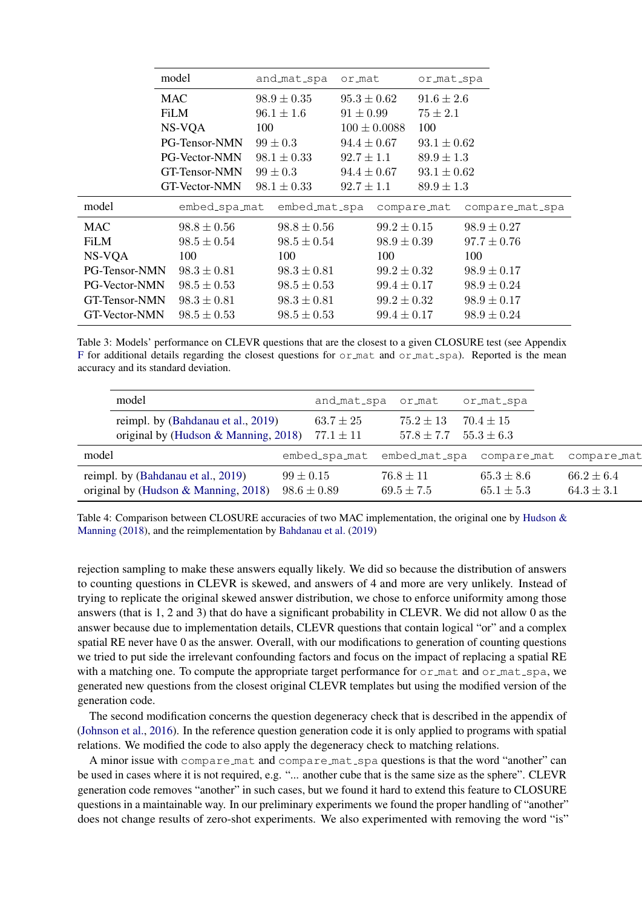| model | and_mat_spa | or_mat | or_mat_spa |
|---|---|---|---|
| MAC | $98.9 \pm 0.35$ | $95.3 \pm 0.62$ | $91.6 \pm 2.6$ |
| FiLM | $96.1 \pm 1.6$ | $91 \pm 0.99$ | $75 \pm 2.1$ |
| NS-VQA | 100 | $100 \pm 0.0088$ | 100 |
| PG-Tensor-NMN | $99 \pm 0.3$ | $94.4 \pm 0.67$ | $93.1 \pm 0.62$ |
| PG-Vector-NMN | $98.1 \pm 0.33$ | $92.7 \pm 1.1$ | $89.9 \pm 1.3$ |
| GT-Tensor-NMN | $99 \pm 0.3$ | $94.4 \pm 0.67$ | $93.1 \pm 0.62$ |
| GT-Vector-NMN | $98.1 \pm 0.33$ | $92.7 \pm 1.1$ | $89.9 \pm 1.3$ |

| model | embed_spa_mat | embed_mat_spa | compare_mat | compare_mat_spa |
|---|---|---|---|---|
| MAC | $98.8 \pm 0.56$ | $98.8 \pm 0.56$ | $99.2 \pm 0.15$ | $98.9 \pm 0.27$ |
| FiLM | $98.5 \pm 0.54$ | $98.5 \pm 0.54$ | $98.9 \pm 0.39$ | $97.7 \pm 0.76$ |
| NS-VQA | 100 | 100 | 100 | 100 |
| PG-Tensor-NMN | $98.3 \pm 0.81$ | $98.3 \pm 0.81$ | $99.2 \pm 0.32$ | $98.9 \pm 0.17$ |
| PG-Vector-NMN | $98.5 \pm 0.53$ | $98.5 \pm 0.53$ | $99.4 \pm 0.17$ | $98.9 \pm 0.24$ |
| GT-Tensor-NMN | $98.3 \pm 0.81$ | $98.3 \pm 0.81$ | $99.2 \pm 0.32$ | $98.9 \pm 0.17$ |
| GT-Vector-NMN | $98.5 \pm 0.53$ | $98.5 \pm 0.53$ | $99.4 \pm 0.17$ | $98.9 \pm 0.24$ |

Table 3: Models' performance on CLEVR questions that are the closest to a given CLOSURE test (see Appendix F for additional details regarding the closest questions for or_mat and or_mat_spa). Reported is the mean accuracy and its standard deviation.

| model | and_mat_spa | or_mat | or_mat_spa |
|---|---|---|---|
| reimpl. by (Bahdanau et al., 2019) | $63.7 \pm 25$ | $75.2 \pm 13$ | $70.4 \pm 15$ |
| original by (Hudson & Manning, 2018) | $77.1 \pm 11$ | $57.8 \pm 7.7$ | $55.3 \pm 6.3$ |

| model | embed_spa_mat | embed_mat_spa | compare_mat | compare_mat |
|---|---|---|---|---|
| reimpl. by (Bahdanau et al., 2019) | $99 \pm 0.15$ | $76.8 \pm 11$ | $65.3 \pm 8.6$ | $66.2 \pm 6.4$ |
| original by (Hudson & Manning, 2018) | $98.6 \pm 0.89$ | $69.5 \pm 7.5$ | $65.1 \pm 5.3$ | $64.3 \pm 3.1$ |

Table 4: Comparison between CLOSURE accuracies of two MAC implementation, the original one by Hudson & Manning (2018), and the reimplementation by Bahdanau et al. (2019)

rejection sampling to make these answers equally likely. We did so because the distribution of answers to counting questions in CLEVR is skewed, and answers of 4 and more are very unlikely. Instead of trying to replicate the original skewed answer distribution, we chose to enforce uniformity among those answers (that is 1, 2 and 3) that do have a significant probability in CLEVR. We did not allow 0 as the answer because due to implementation details, CLEVR questions that contain logical "or" and a complex spatial RE never have 0 as the answer. Overall, with our modifications to generation of counting questions we tried to put side the irrelevant confounding factors and focus on the impact of replacing a spatial RE with a matching one. To compute the appropriate target performance for or_mat and or_mat_spa, we generated new questions from the closest original CLEVR templates but using the modified version of the generation code.

The second modification concerns the question degeneracy check that is described in the appendix of (Johnson et al., 2016). In the reference question generation code it is only applied to programs with spatial relations. We modified the code to also apply the degeneracy check to matching relations.

A minor issue with compare_mat and compare_mat_spa questions is that the word "another" can be used in cases where it is not required, e.g. "... another cube that is the same size as the sphere". CLEVR generation code removes "another" in such cases, but we found it hard to extend this feature to CLOSURE questions in a maintainable way. In our preliminary experiments we found the proper handling of "another" does not change results of zero-shot experiments. We also experimented with removing the word "is"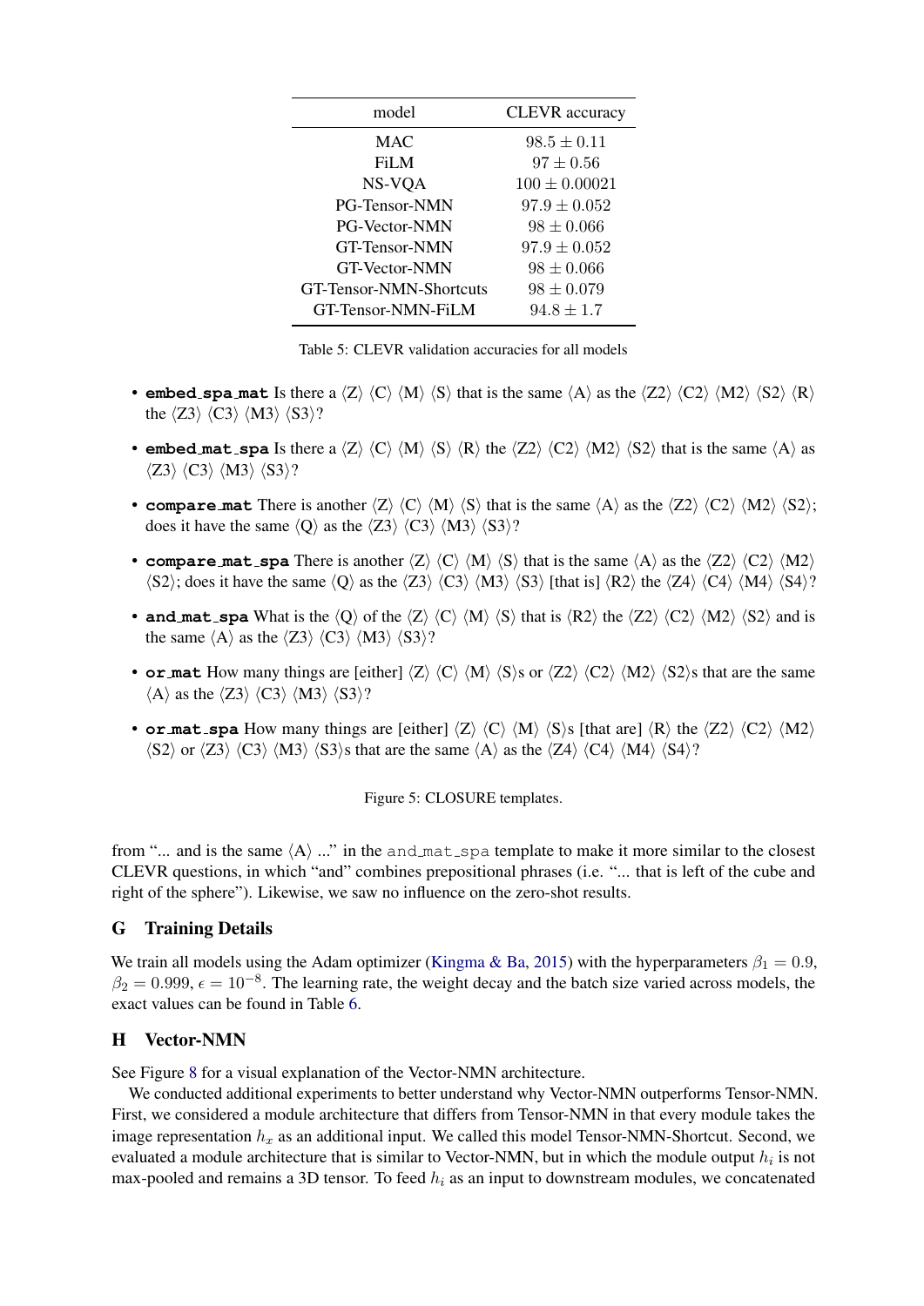| model | CLEVR accuracy |
|---|---|
| MAC | $98.5 \pm 0.11$ |
| FiLM | $97 \pm 0.56$ |
| NS-VQA | $100 \pm 0.00021$ |
| PG-Tensor-NMN | $97.9 \pm 0.052$ |
| PG-Vector-NMN | $98 \pm 0.066$ |
| GT-Tensor-NMN | $97.9 \pm 0.052$ |
| GT-Vector-NMN | $98 \pm 0.066$ |
| GT-Tensor-NMN-Shortcuts | $98 \pm 0.079$ |
| GT-Tensor-NMN-FiLM | $94.8 \pm 1.7$ |

Table 5: CLEVR validation accuracies for all models

- **embed_spa_mat** Is there a ⟨Z⟩ ⟨C⟩ ⟨M⟩ ⟨S⟩ that is the same ⟨A⟩ as the ⟨Z2⟩ ⟨C2⟩ ⟨M2⟩ ⟨S2⟩ ⟨R⟩ the ⟨Z3⟩ ⟨C3⟩ ⟨M3⟩ ⟨S3⟩?
- **embed_mat_spa** Is there a ⟨Z⟩ ⟨C⟩ ⟨M⟩ ⟨S⟩ ⟨R⟩ the ⟨Z2⟩ ⟨C2⟩ ⟨M2⟩ ⟨S2⟩ that is the same ⟨A⟩ as ⟨Z3⟩ ⟨C3⟩ ⟨M3⟩ ⟨S3⟩?
- **compare_mat** There is another ⟨Z⟩ ⟨C⟩ ⟨M⟩ ⟨S⟩ that is the same ⟨A⟩ as the ⟨Z2⟩ ⟨C2⟩ ⟨M2⟩ ⟨S2⟩; does it have the same ⟨Q⟩ as the ⟨Z3⟩ ⟨C3⟩ ⟨M3⟩ ⟨S3⟩?
- **compare_mat_spa** There is another ⟨Z⟩ ⟨C⟩ ⟨M⟩ ⟨S⟩ that is the same ⟨A⟩ as the ⟨Z2⟩ ⟨C2⟩ ⟨M2⟩ ⟨S2⟩; does it have the same ⟨Q⟩ as the ⟨Z3⟩ ⟨C3⟩ ⟨M3⟩ ⟨S3⟩ [that is] ⟨R2⟩ the ⟨Z4⟩ ⟨C4⟩ ⟨M4⟩ ⟨S4⟩?
- **and_mat_spa** What is the ⟨Q⟩ of the ⟨Z⟩ ⟨C⟩ ⟨M⟩ ⟨S⟩ that is ⟨R2⟩ the ⟨Z2⟩ ⟨C2⟩ ⟨M2⟩ ⟨S2⟩ and is the same ⟨A⟩ as the ⟨Z3⟩ ⟨C3⟩ ⟨M3⟩ ⟨S3⟩?
- **or_mat** How many things are [either] ⟨Z⟩ ⟨C⟩ ⟨M⟩ ⟨S⟩s or ⟨Z2⟩ ⟨C2⟩ ⟨M2⟩ ⟨S2⟩s that are the same ⟨A⟩ as the ⟨Z3⟩ ⟨C3⟩ ⟨M3⟩ ⟨S3⟩?
- **or_mat_spa** How many things are [either] ⟨Z⟩ ⟨C⟩ ⟨M⟩ ⟨S⟩s [that are] ⟨R⟩ the ⟨Z2⟩ ⟨C2⟩ ⟨M2⟩ ⟨S2⟩ or ⟨Z3⟩ ⟨C3⟩ ⟨M3⟩ ⟨S3⟩s that are the same ⟨A⟩ as the ⟨Z4⟩ ⟨C4⟩ ⟨M4⟩ ⟨S4⟩?

Figure 5: CLOSURE templates.

from "... and is the same ⟨A⟩ ..." in the and_mat_spa template to make it more similar to the closest CLEVR questions, in which "and" combines prepositional phrases (i.e. "... that is left of the cube and right of the sphere"). Likewise, we saw no influence on the zero-shot results.

## G Training Details

We train all models using the Adam optimizer (Kingma & Ba, 2015) with the hyperparameters $\beta_1 = 0.9$, $\beta_2 = 0.999$, $\epsilon = 10^{-8}$. The learning rate, the weight decay and the batch size varied across models, the exact values can be found in Table 6.

## H Vector-NMN

See Figure 8 for a visual explanation of the Vector-NMN architecture.

We conducted additional experiments to better understand why Vector-NMN outperforms Tensor-NMN. First, we considered a module architecture that differs from Tensor-NMN in that every module takes the image representation $h_x$ as an additional input. We called this model Tensor-NMN-Shortcut. Second, we evaluated a module architecture that is similar to Vector-NMN, but in which the module output $h_i$ is not max-pooled and remains a 3D tensor. To feed $h_i$ as an input to downstream modules, we concatenated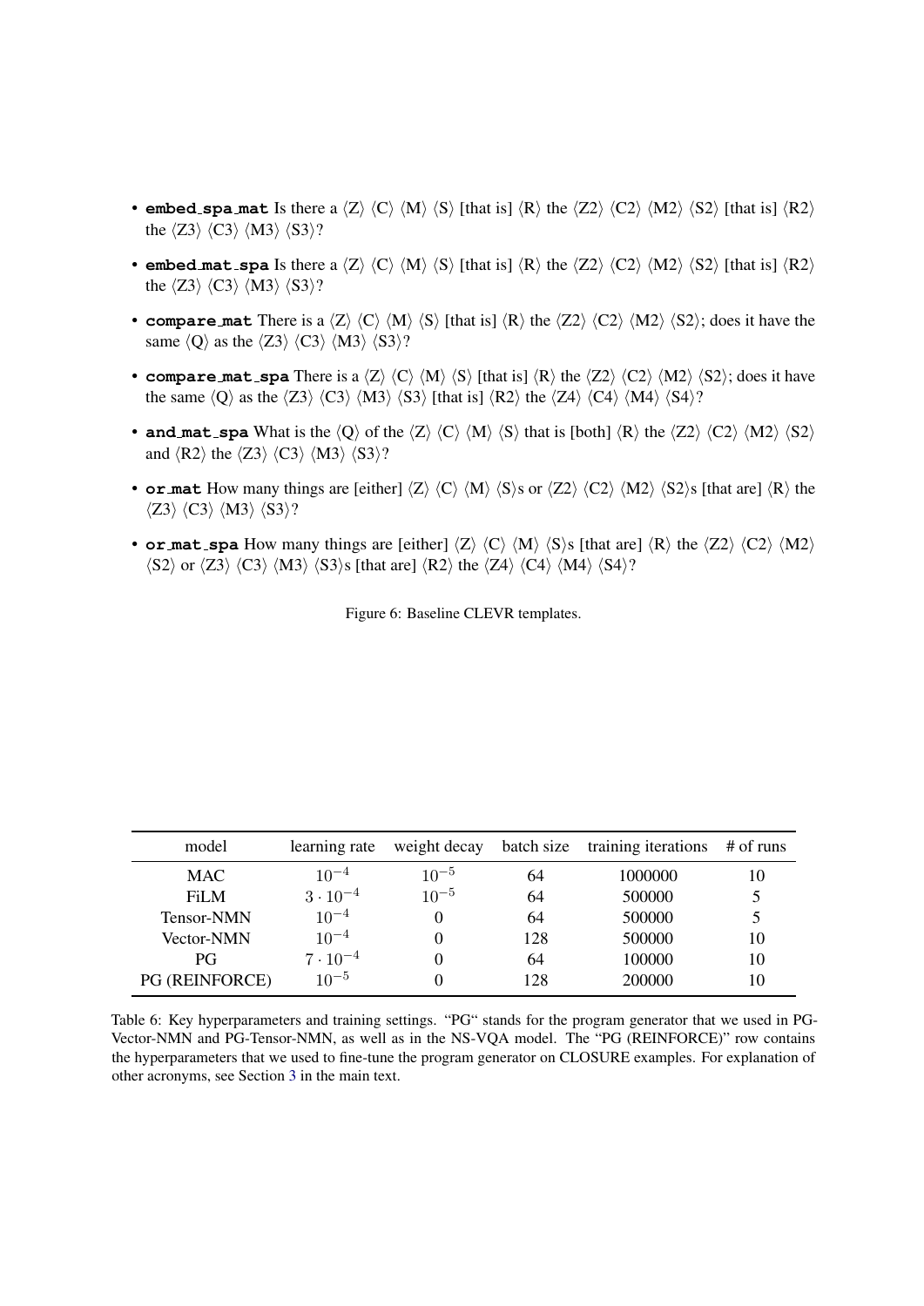- **embed_spa_mat** Is there a ⟨Z⟩ ⟨C⟩ ⟨M⟩ ⟨S⟩ [that is] ⟨R⟩ the ⟨Z2⟩ ⟨C2⟩ ⟨M2⟩ ⟨S2⟩ [that is] ⟨R2⟩ the ⟨Z3⟩ ⟨C3⟩ ⟨M3⟩ ⟨S3⟩?
- **embed_mat_spa** Is there a ⟨Z⟩ ⟨C⟩ ⟨M⟩ ⟨S⟩ [that is] ⟨R⟩ the ⟨Z2⟩ ⟨C2⟩ ⟨M2⟩ ⟨S2⟩ [that is] ⟨R2⟩ the ⟨Z3⟩ ⟨C3⟩ ⟨M3⟩ ⟨S3⟩?
- **compare_mat** There is a ⟨Z⟩ ⟨C⟩ ⟨M⟩ ⟨S⟩ [that is] ⟨R⟩ the ⟨Z2⟩ ⟨C2⟩ ⟨M2⟩ ⟨S2⟩; does it have the same ⟨Q⟩ as the ⟨Z3⟩ ⟨C3⟩ ⟨M3⟩ ⟨S3⟩?
- **compare_mat_spa** There is a ⟨Z⟩ ⟨C⟩ ⟨M⟩ ⟨S⟩ [that is] ⟨R⟩ the ⟨Z2⟩ ⟨C2⟩ ⟨M2⟩ ⟨S2⟩; does it have the same ⟨Q⟩ as the ⟨Z3⟩ ⟨C3⟩ ⟨M3⟩ ⟨S3⟩ [that is] ⟨R2⟩ the ⟨Z4⟩ ⟨C4⟩ ⟨M4⟩ ⟨S4⟩?
- **and_mat_spa** What is the ⟨Q⟩ of the ⟨Z⟩ ⟨C⟩ ⟨M⟩ ⟨S⟩ that is [both] ⟨R⟩ the ⟨Z2⟩ ⟨C2⟩ ⟨M2⟩ ⟨S2⟩ and ⟨R2⟩ the ⟨Z3⟩ ⟨C3⟩ ⟨M3⟩ ⟨S3⟩?
- **or_mat** How many things are [either] ⟨Z⟩ ⟨C⟩ ⟨M⟩ ⟨S⟩s or ⟨Z2⟩ ⟨C2⟩ ⟨M2⟩ ⟨S2⟩s [that are] ⟨R⟩ the ⟨Z3⟩ ⟨C3⟩ ⟨M3⟩ ⟨S3⟩?
- **or_mat_spa** How many things are [either] ⟨Z⟩ ⟨C⟩ ⟨M⟩ ⟨S⟩s [that are] ⟨R⟩ the ⟨Z2⟩ ⟨C2⟩ ⟨M2⟩ ⟨S2⟩ or ⟨Z3⟩ ⟨C3⟩ ⟨M3⟩ ⟨S3⟩s [that are] ⟨R2⟩ the ⟨Z4⟩ ⟨C4⟩ ⟨M4⟩ ⟨S4⟩?

Figure 6: Baseline CLEVR templates.

| model | learning rate | weight decay | batch size | training iterations | # of runs |
|---|---|---|---|---|---|
| MAC | $10^{-4}$ | $10^{-5}$ | 64 | 1000000 | 10 |
| FiLM | $3 \cdot 10^{-4}$ | $10^{-5}$ | 64 | 500000 | 5 |
| Tensor-NMN | $10^{-4}$ | 0 | 64 | 500000 | 5 |
| Vector-NMN | $10^{-4}$ | 0 | 128 | 500000 | 10 |
| PG | $7 \cdot 10^{-4}$ | 0 | 64 | 100000 | 10 |
| PG (REINFORCE) | $10^{-5}$ | 0 | 128 | 200000 | 10 |

Table 6: Key hyperparameters and training settings. "PG" stands for the program generator that we used in PG-Vector-NMN and PG-Tensor-NMN, as well as in the NS-VQA model. The "PG (REINFORCE)" row contains the hyperparameters that we used to fine-tune the program generator on CLOSURE examples. For explanation of other acronyms, see Section 3 in the main text.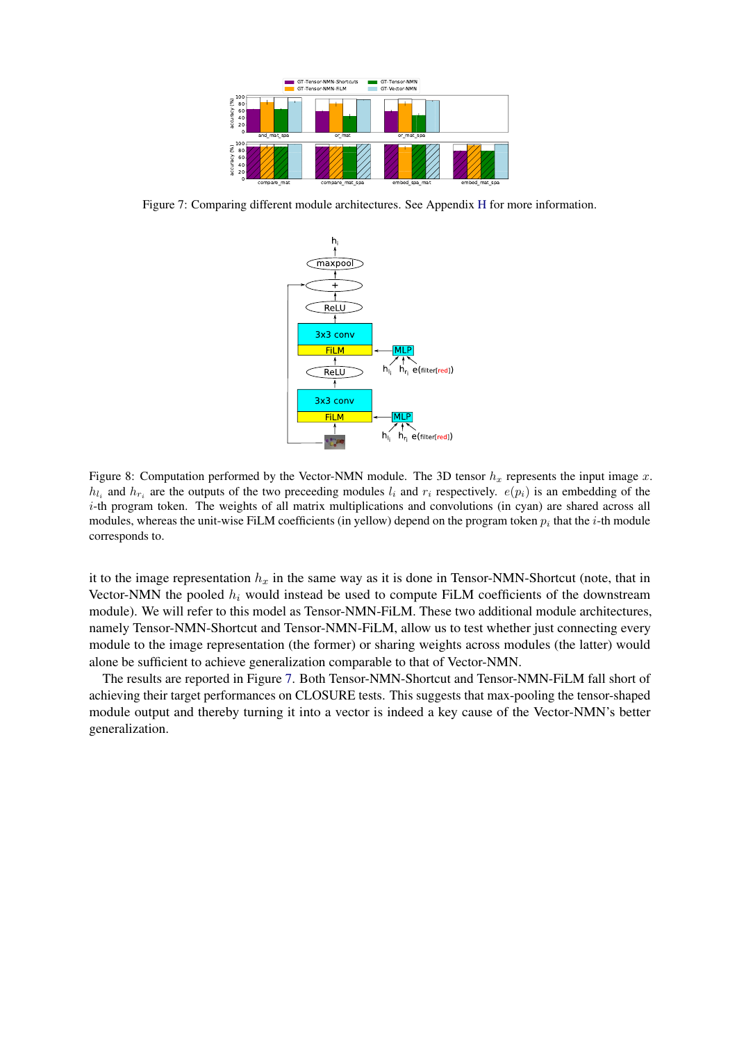GT-Tensor-NMN-Shortcuts
GT-Tensor-NMN-FiLM
GT-Tensor-NMN
GT-Vector-NMN

accuracy (%)
100
80
60
40
20
0

and_mat_spa
or_mat
or_mat_spa

compare_mat
compare_mat_spa
embed_spa_mat
embed_mat_spa

Figure 7: Comparing different module architectures. See Appendix H for more information.

h_i
maxpool
+
ReLU
3x3 conv
FiLM
MLP
h_{l_i} h_{r_i} e(filter[red])
ReLU
3x3 conv
FiLM
MLP
h_{l_i} h_{r_i} e(filter[red])

Figure 8: Computation performed by the Vector-NMN module. The 3D tensor $h_x$ represents the input image $x$. $h_{l_i}$ and $h_{r_i}$ are the outputs of the two preceeding modules $l_i$ and $r_i$ respectively. $e(p_i)$ is an embedding of the $i$-th program token. The weights of all matrix multiplications and convolutions (in cyan) are shared across all modules, whereas the unit-wise FiLM coefficients (in yellow) depend on the program token $p_i$ that the $i$-th module corresponds to.

it to the image representation $h_x$ in the same way as it is done in Tensor-NMN-Shortcut (note, that in Vector-NMN the pooled $h_i$ would instead be used to compute FiLM coefficients of the downstream module). We will refer to this model as Tensor-NMN-FiLM. These two additional module architectures, namely Tensor-NMN-Shortcut and Tensor-NMN-FiLM, allow us to test whether just connecting every module to the image representation (the former) or sharing weights across modules (the latter) would alone be sufficient to achieve generalization comparable to that of Vector-NMN.

The results are reported in Figure 7. Both Tensor-NMN-Shortcut and Tensor-NMN-FiLM fall short of achieving their target performances on CLOSURE tests. This suggests that max-pooling the tensor-shaped module output and thereby turning it into a vector is indeed a key cause of the Vector-NMN's better generalization.